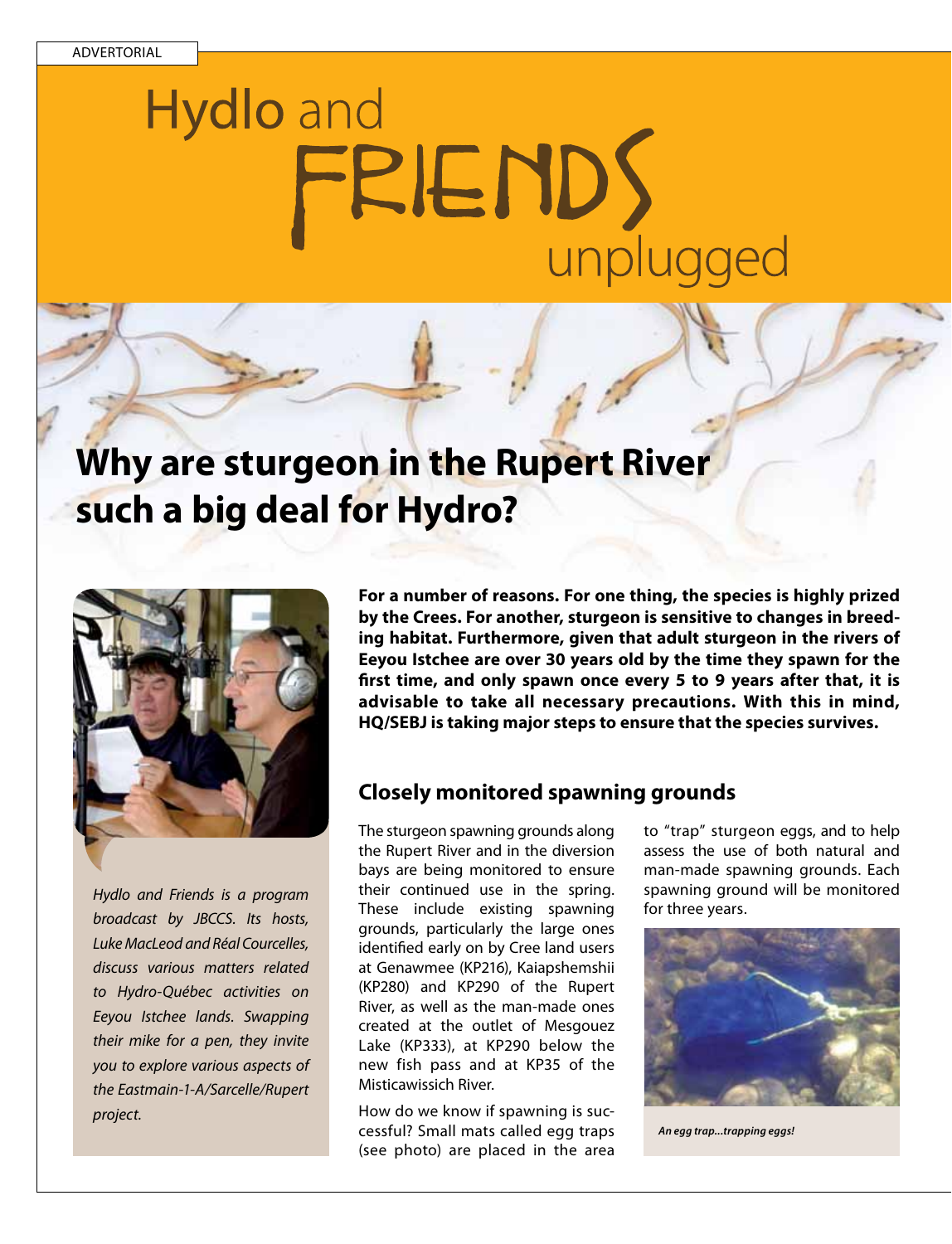ADVERTORIAL

# Hydlo and FRIENDS unplugged

## Why are sturgeon in the Rupert River such a big deal for Hydro?

*Hydlo and Friends is a program broadcast by JBCCS. Its hosts, Luke MacLeod and Réal Courcelles, discuss various matters related to Hydro-Québec activities on Eeyou Istchee lands. Swapping their mike for a pen, they invite you to explore various aspects of the Eastmain-1-A/Sarcelle/Rupert project.*

**For a number of reasons. For one thing, the species is highly prized by the Crees. For another, sturgeon is sensitive to changes in breeding habitat. Furthermore, given that adult sturgeon in the rivers of Eeyou Istchee are over 30 years old by the time they spawn for the first time, and only spawn once every 5 to 9 years after that, it is advisable to take all necessary precautions. With this in mind, HQ/SEBJ is taking major steps to ensure that the species survives.**

### Closely monitored spawning grounds

The sturgeon spawning grounds along the Rupert River and in the diversion bays are being monitored to ensure their continued use in the spring. These include existing spawning grounds, particularly the large ones identified early on by Cree land users at Genawmee (KP216), Kaiapshemshii (KP280) and KP290 of the Rupert River, as well as the man-made ones created at the outlet of Mesgouez Lake (KP333), at KP290 below the new fish pass and at KP35 of the Misticawissich River.

How do we know if spawning is successful? Small mats called egg traps (see photo) are placed in the area to "trap" sturgeon eggs, and to help assess the use of both natural and man-made spawning grounds. Each spawning ground will be monitored for three years.

*An egg trap...trapping eggs!*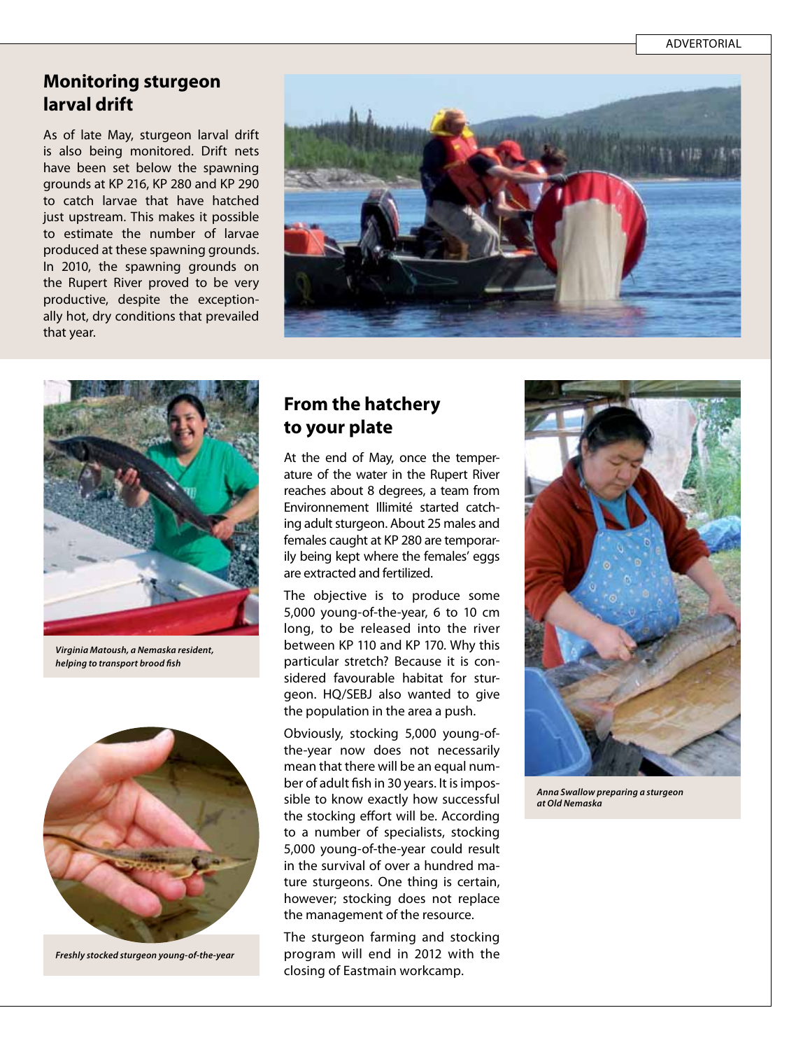## Monitoring sturgeon larval drift

As of late May, sturgeon larval drift is also being monitored. Drift nets have been set below the spawning grounds at KP 216, KP 280 and KP 290 to catch larvae that have hatched just upstream. This makes it possible to estimate the number of larvae produced at these spawning grounds. In 2010, the spawning grounds on the Rupert River proved to be very productive, despite the exceptionally hot, dry conditions that prevailed that year.

*Virginia Matoush, a Nemaska resident, helping to transport brood fish*

*Freshly stocked sturgeon young-of-the-year*

## From the hatchery to your plate

At the end of May, once the temperature of the water in the Rupert River reaches about 8 degrees, a team from Environnement Illimité started catching adult sturgeon. About 25 males and females caught at KP 280 are temporarily being kept where the females' eggs are extracted and fertilized.

The objective is to produce some 5,000 young-of-the-year, 6 to 10 cm long, to be released into the river between KP 110 and KP 170. Why this particular stretch? Because it is considered favourable habitat for sturgeon. HQ/SEBJ also wanted to give the population in the area a push.

Obviously, stocking 5,000 young-of-the-year now does not necessarily mean that there will be an equal number of adult fish in 30 years. It is impossible to know exactly how successful the stocking effort will be. According to a number of specialists, stocking 5,000 young-of-the-year could result in the survival of over a hundred mature sturgeons. One thing is certain, however; stocking does not replace the management of the resource.

The sturgeon farming and stocking program will end in 2012 with the closing of Eastmain workcamp.

*Anna Swallow preparing a sturgeon at Old Nemaska*